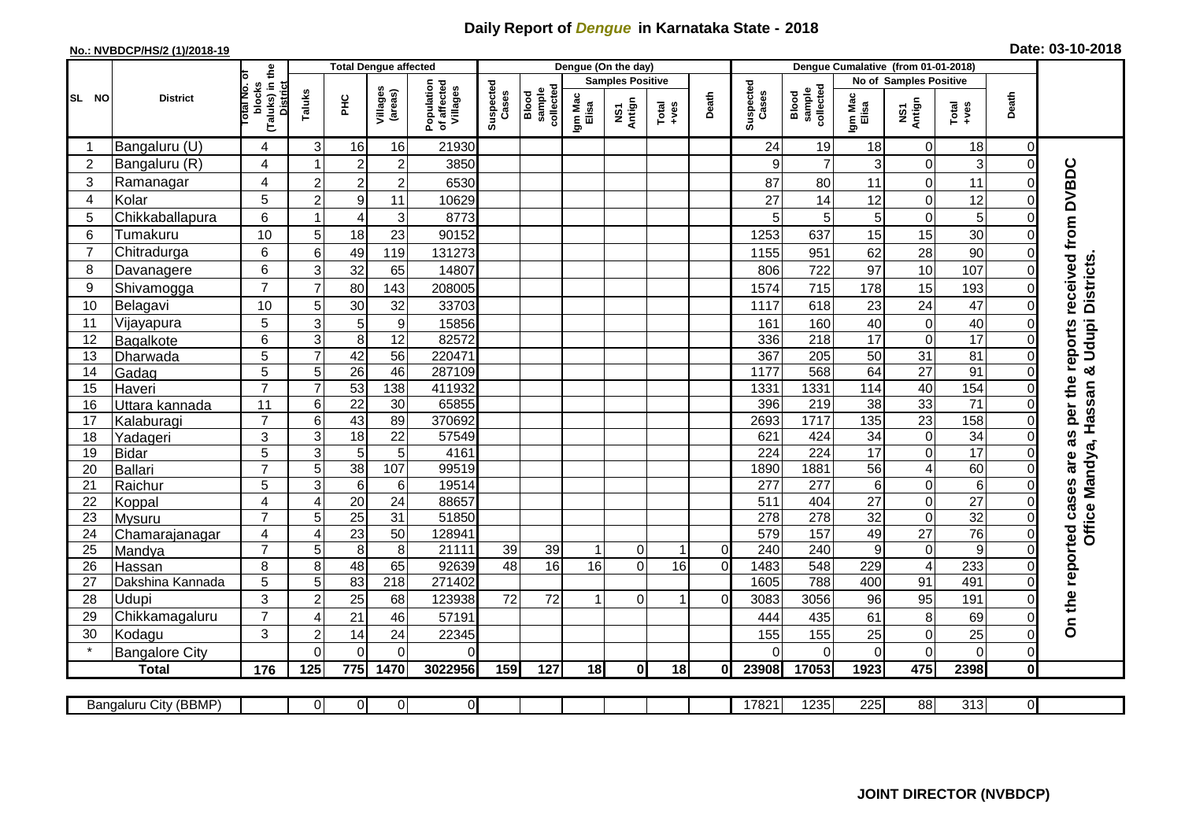# Daily Report of *Dengue* in Karnataka State - 2018

**No.: NVBDCP/HS/2 (1)/2018-19**

**Date: 03-10-2018**

| SL NO | District | Total No. of blocks (Taluks) in the District | Total Dengue affected | | | | Dengue (On the day) | | | | | | | Dengue Cumalative (from 01-01-2018) | | | | | | | |
|---|---|---|---|---|---|---|---|---|---|---|---|---|---|---|---|---|---|---|---|---|
| | | | Taluks | PHC | Villages (areas) | Population of affected Villages | Suspected Cases | Blood sample collected | Samples Positive | | | Death | Suspected Cases | Blood sample collected | No of Samples Positive | | | Death | |
| | | | | | | | | | Igm Mac Elisa | NS1 Antign | Total +ves | | | | Igm Mac Elisa | NS1 Antign | Total +ves | | |
| 1 | Bangaluru (U) | 4 | 3 | 16 | 16 | 21930 | | | | | | | 24 | 19 | 18 | 0 | 18 | 0 | On the reported cases are as per the reports received from DVBDC Office Mandya, Hassan & Udupi Districts. |
| 2 | Bangaluru (R) | 4 | 1 | 2 | 2 | 3850 | | | | | | | 9 | 7 | 3 | 0 | 3 | 0 | |
| 3 | Ramanagar | 4 | 2 | 2 | 2 | 6530 | | | | | | | 87 | 80 | 11 | 0 | 11 | 0 | |
| 4 | Kolar | 5 | 2 | 9 | 11 | 10629 | | | | | | | 27 | 14 | 12 | 0 | 12 | 0 | |
| 5 | Chikkaballapura | 6 | 1 | 4 | 3 | 8773 | | | | | | | 5 | 5 | 5 | 0 | 5 | 0 | |
| 6 | Tumakuru | 10 | 5 | 18 | 23 | 90152 | | | | | | | 1253 | 637 | 15 | 15 | 30 | 0 | |
| 7 | Chitradurga | 6 | 6 | 49 | 119 | 131273 | | | | | | | 1155 | 951 | 62 | 28 | 90 | 0 | |
| 8 | Davanagere | 6 | 3 | 32 | 65 | 14807 | | | | | | | 806 | 722 | 97 | 10 | 107 | 0 | |
| 9 | Shivamogga | 7 | 7 | 80 | 143 | 208005 | | | | | | | 1574 | 715 | 178 | 15 | 193 | 0 | |
| 10 | Belagavi | 10 | 5 | 30 | 32 | 33703 | | | | | | | 1117 | 618 | 23 | 24 | 47 | 0 | |
| 11 | Vijayapura | 5 | 3 | 5 | 9 | 15856 | | | | | | | 161 | 160 | 40 | 0 | 40 | 0 | |
| 12 | Bagalkote | 6 | 3 | 8 | 12 | 82572 | | | | | | | 336 | 218 | 17 | 0 | 17 | 0 | |
| 13 | Dharwada | 5 | 7 | 42 | 56 | 220471 | | | | | | | 367 | 205 | 50 | 31 | 81 | 0 | |
| 14 | Gadag | 5 | 5 | 26 | 46 | 287109 | | | | | | | 1177 | 568 | 64 | 27 | 91 | 0 | |
| 15 | Haveri | 7 | 7 | 53 | 138 | 411932 | | | | | | | 1331 | 1331 | 114 | 40 | 154 | 0 | |
| 16 | Uttara kannada | 11 | 6 | 22 | 30 | 65855 | | | | | | | 396 | 219 | 38 | 33 | 71 | 0 | |
| 17 | Kalaburagi | 7 | 6 | 43 | 89 | 370692 | | | | | | | 2693 | 1717 | 135 | 23 | 158 | 0 | |
| 18 | Yadageri | 3 | 3 | 18 | 22 | 57549 | | | | | | | 621 | 424 | 34 | 0 | 34 | 0 | |
| 19 | Bidar | 5 | 3 | 5 | 5 | 4161 | | | | | | | 224 | 224 | 17 | 0 | 17 | 0 | |
| 20 | Ballari | 7 | 5 | 38 | 107 | 99519 | | | | | | | 1890 | 1881 | 56 | 4 | 60 | 0 | |
| 21 | Raichur | 5 | 3 | 6 | 6 | 19514 | | | | | | | 277 | 277 | 6 | 0 | 6 | 0 | |
| 22 | Koppal | 4 | 4 | 20 | 24 | 88657 | | | | | | | 511 | 404 | 27 | 0 | 27 | 0 | |
| 23 | Mysuru | 7 | 5 | 25 | 31 | 51850 | | | | | | | 278 | 278 | 32 | 0 | 32 | 0 | |
| 24 | Chamarajanagar | 4 | 4 | 23 | 50 | 128941 | | | | | | | 579 | 157 | 49 | 27 | 76 | 0 | |
| 25 | Mandya | 7 | 5 | 8 | 8 | 21111 | 39 | 39 | 1 | 0 | 1 | 0 | 240 | 240 | 9 | 0 | 9 | 0 | |
| 26 | Hassan | 8 | 8 | 48 | 65 | 92639 | 48 | 16 | 16 | 0 | 16 | 0 | 1483 | 548 | 229 | 4 | 233 | 0 | |
| 27 | Dakshina Kannada | 5 | 5 | 83 | 218 | 271402 | | | | | | | 1605 | 788 | 400 | 91 | 491 | 0 | |
| 28 | Udupi | 3 | 2 | 25 | 68 | 123938 | 72 | 72 | 1 | 0 | 1 | 0 | 3083 | 3056 | 96 | 95 | 191 | 0 | |
| 29 | Chikkamagaluru | 7 | 4 | 21 | 46 | 57191 | | | | | | | 444 | 435 | 61 | 8 | 69 | 0 | |
| 30 | Kodagu | 3 | 2 | 14 | 24 | 22345 | | | | | | | 155 | 155 | 25 | 0 | 25 | 0 | |
| * | Bangalore City | | 0 | 0 | 0 | 0 | | | | | | | 0 | 0 | 0 | 0 | 0 | 0 | |
| **Total** | | **176** | **125** | **775** | **1470** | **3022956** | **159** | **127** | **18** | **0** | **18** | **0** | **23908** | **17053** | **1923** | **475** | **2398** | **0** | |

| Bangaluru City (BBMP) | | 0 | 0 | 0 | 0 | | | | | | | 17821 | 1235 | 225 | 88 | 313 | 0 |
|---|---|---|---|---|---|---|---|---|---|---|---|---|---|---|---|---|---|

**JOINT DIRECTOR (NVBDCP)**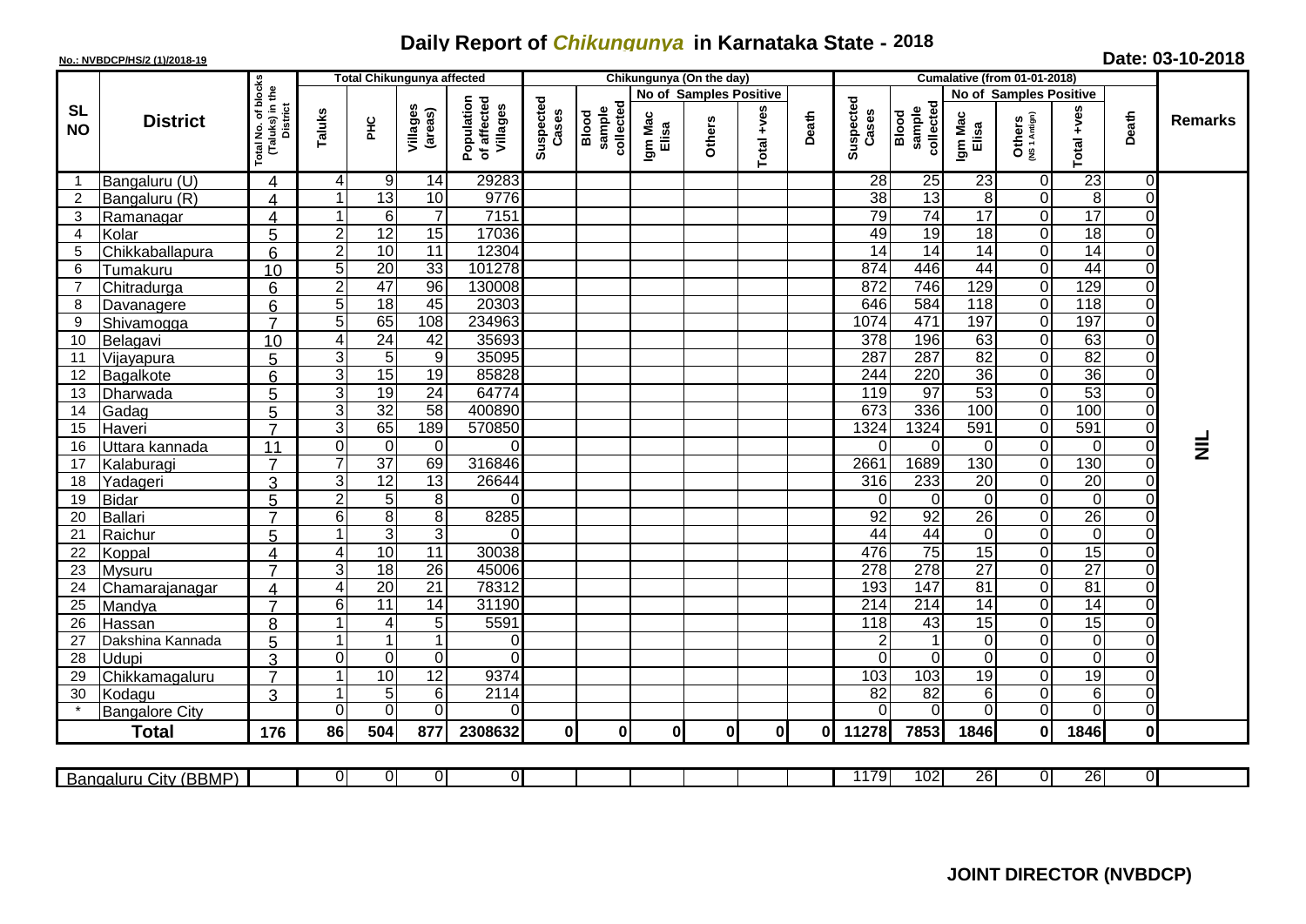# Daily Report of *Chikungunya* in Karnataka State - 2018

**No.: NVBDCP/HS/2 (1)/2018-19**

**Date: 03-10-2018**

| SL NO | District | Total No. of blocks (Taluks) in the District | Total Chikungunya affected | | | | Chikungunya (On the day) | | | | | | | Cumalative (from 01-01-2018) | | | | | | | Remarks |
|---|---|---|---|---|---|---|---|---|---|---|---|---|---|---|---|---|---|---|---|---|---|
| | | | Taluks | PHC | Villages (areas) | Population of affected Villages | Suspected Cases | Blood sample collected | No of Samples Positive | | | Death | Suspected Cases | Blood sample collected | No of Samples Positive | | | Death | |
| | | | | | | | | | Igm Mac Elisa | Others | Total +ves | | | | Igm Mac Elisa | Others (NS 1 Antign) | Total +ves | | |
| 1 | Bangaluru (U) | 4 | 4 | 9 | 14 | 29283 | | | | | | | 28 | 25 | 23 | 0 | 23 | 0 | NIL |
| 2 | Bangaluru (R) | 4 | 1 | 13 | 10 | 9776 | | | | | | | 38 | 13 | 8 | 0 | 8 | 0 | |
| 3 | Ramanagar | 4 | 1 | 6 | 7 | 7151 | | | | | | | 79 | 74 | 17 | 0 | 17 | 0 | |
| 4 | Kolar | 5 | 2 | 12 | 15 | 17036 | | | | | | | 49 | 19 | 18 | 0 | 18 | 0 | |
| 5 | Chikkaballapura | 6 | 2 | 10 | 11 | 12304 | | | | | | | 14 | 14 | 14 | 0 | 14 | 0 | |
| 6 | Tumakuru | 10 | 5 | 20 | 33 | 101278 | | | | | | | 874 | 446 | 44 | 0 | 44 | 0 | |
| 7 | Chitradurga | 6 | 2 | 47 | 96 | 130008 | | | | | | | 872 | 746 | 129 | 0 | 129 | 0 | |
| 8 | Davanagere | 6 | 5 | 18 | 45 | 20303 | | | | | | | 646 | 584 | 118 | 0 | 118 | 0 | |
| 9 | Shivamogga | 7 | 5 | 65 | 108 | 234963 | | | | | | | 1074 | 471 | 197 | 0 | 197 | 0 | |
| 10 | Belagavi | 10 | 4 | 24 | 42 | 35693 | | | | | | | 378 | 196 | 63 | 0 | 63 | 0 | |
| 11 | Vijayapura | 5 | 3 | 5 | 9 | 35095 | | | | | | | 287 | 287 | 82 | 0 | 82 | 0 | |
| 12 | Bagalkote | 6 | 3 | 15 | 19 | 85828 | | | | | | | 244 | 220 | 36 | 0 | 36 | 0 | |
| 13 | Dharwada | 5 | 3 | 19 | 24 | 64774 | | | | | | | 119 | 97 | 53 | 0 | 53 | 0 | |
| 14 | Gadag | 5 | 3 | 32 | 58 | 400890 | | | | | | | 673 | 336 | 100 | 0 | 100 | 0 | |
| 15 | Haveri | 7 | 3 | 65 | 189 | 570850 | | | | | | | 1324 | 1324 | 591 | 0 | 591 | 0 | |
| 16 | Uttara kannada | 11 | 0 | 0 | 0 | 0 | | | | | | | 0 | 0 | 0 | 0 | 0 | 0 | |
| 17 | Kalaburagi | 7 | 7 | 37 | 69 | 316846 | | | | | | | 2661 | 1689 | 130 | 0 | 130 | 0 | |
| 18 | Yadageri | 3 | 3 | 12 | 13 | 26644 | | | | | | | 316 | 233 | 20 | 0 | 20 | 0 | |
| 19 | Bidar | 5 | 2 | 5 | 8 | 0 | | | | | | | 0 | 0 | 0 | 0 | 0 | 0 | |
| 20 | Ballari | 7 | 6 | 8 | 8 | 8285 | | | | | | | 92 | 92 | 26 | 0 | 26 | 0 | |
| 21 | Raichur | 5 | 1 | 3 | 3 | 0 | | | | | | | 44 | 44 | 0 | 0 | 0 | 0 | |
| 22 | Koppal | 4 | 4 | 10 | 11 | 30038 | | | | | | | 476 | 75 | 15 | 0 | 15 | 0 | |
| 23 | Mysuru | 7 | 3 | 18 | 26 | 45006 | | | | | | | 278 | 278 | 27 | 0 | 27 | 0 | |
| 24 | Chamarajanagar | 4 | 4 | 20 | 21 | 78312 | | | | | | | 193 | 147 | 81 | 0 | 81 | 0 | |
| 25 | Mandya | 7 | 6 | 11 | 14 | 31190 | | | | | | | 214 | 214 | 14 | 0 | 14 | 0 | |
| 26 | Hassan | 8 | 1 | 4 | 5 | 5591 | | | | | | | 118 | 43 | 15 | 0 | 15 | 0 | |
| 27 | Dakshina Kannada | 5 | 1 | 1 | 1 | 0 | | | | | | | 2 | 1 | 0 | 0 | 0 | 0 | |
| 28 | Udupi | 3 | 0 | 0 | 0 | 0 | | | | | | | 0 | 0 | 0 | 0 | 0 | 0 | |
| 29 | Chikkamagaluru | 7 | 1 | 10 | 12 | 9374 | | | | | | | 103 | 103 | 19 | 0 | 19 | 0 | |
| 30 | Kodagu | 3 | 1 | 5 | 6 | 2114 | | | | | | | 82 | 82 | 6 | 0 | 6 | 0 | |
| * | Bangalore City | | 0 | 0 | 0 | 0 | | | | | | | 0 | 0 | 0 | 0 | 0 | 0 | |
| **Total** | | **176** | **86** | **504** | **877** | **2308632** | **0** | **0** | **0** | **0** | **0** | **0** | **11278** | **7853** | **1846** | **0** | **1846** | **0** | |

| | | | | | | | | | | | | | | | | | | |
|---|---|---|---|---|---|---|---|---|---|---|---|---|---|---|---|---|---|---|
| Bangaluru City (BBMP) | | 0 | 0 | 0 | 0 | | | | | | | 1179 | 102 | 26 | 0 | 26 | 0 | |

**JOINT DIRECTOR (NVBDCP)**